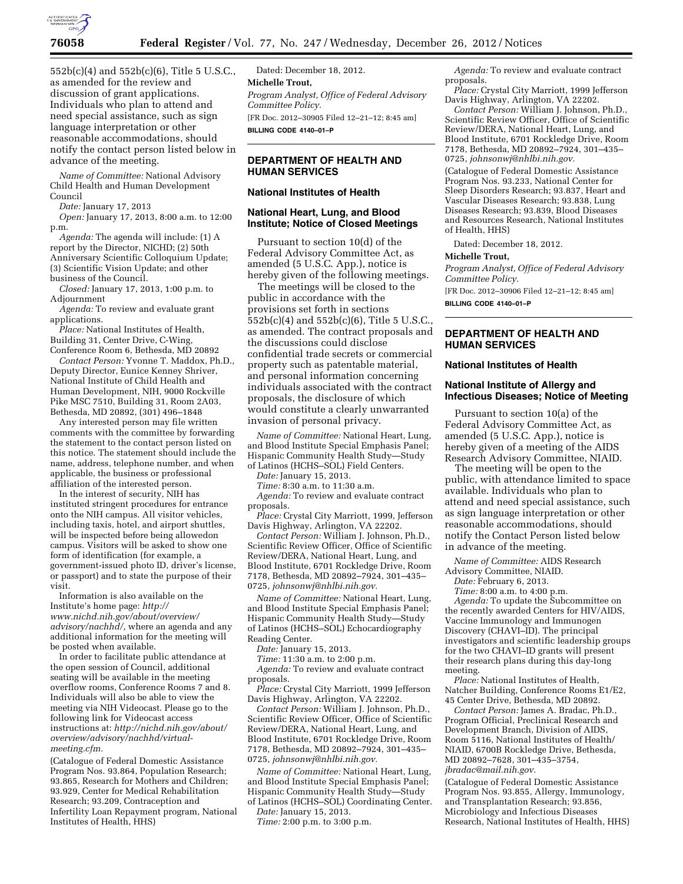552b(c)(4) and 552b(c)(6), Title 5 U.S.C., as amended for the review and discussion of grant applications. Individuals who plan to attend and need special assistance, such as sign language interpretation or other reasonable accommodations, should notify the contact person listed below in advance of the meeting.

*Name of Committee:* National Advisory Child Health and Human Development Council

*Date:* January 17, 2013

*Open:* January 17, 2013, 8:00 a.m. to 12:00 p.m.

*Agenda:* The agenda will include: (1) A report by the Director, NICHD; (2) 50th Anniversary Scientific Colloquium Update; (3) Scientific Vision Update; and other business of the Council.

*Closed:* January 17, 2013, 1:00 p.m. to Adjournment

*Agenda:* To review and evaluate grant applications.

*Place:* National Institutes of Health, Building 31, Center Drive, C-Wing, Conference Room 6, Bethesda, MD 20892

*Contact Person:* Yvonne T. Maddox, Ph.D., Deputy Director, Eunice Kenney Shriver, National Institute of Child Health and Human Development, NIH, 9000 Rockville Pike MSC 7510, Building 31, Room 2A03, Bethesda, MD 20892, (301) 496–1848

Any interested person may file written comments with the committee by forwarding the statement to the contact person listed on this notice. The statement should include the name, address, telephone number, and when applicable, the business or professional affiliation of the interested person.

In the interest of security, NIH has instituted stringent procedures for entrance onto the NIH campus. All visitor vehicles, including taxis, hotel, and airport shuttles, will be inspected before being allowedon campus. Visitors will be asked to show one form of identification (for example, a government-issued photo ID, driver's license, or passport) and to state the purpose of their visit.

Information is also available on the Institute's home page: *http://www.nichd.nih.gov/about/overview/advisory/nachhd/,* where an agenda and any additional information for the meeting will be posted when available.

In order to facilitate public attendance at the open session of Council, additional seating will be available in the meeting overflow rooms, Conference Rooms 7 and 8. Individuals will also be able to view the meeting via NIH Videocast. Please go to the following link for Videocast access instructions at: *http://nichd.nih.gov/about/overview/advisory/nachhd/virtual-meeting.cfm.*

(Catalogue of Federal Domestic Assistance Program Nos. 93.864, Population Research; 93.865, Research for Mothers and Children; 93.929, Center for Medical Rehabilitation Research; 93.209, Contraception and Infertility Loan Repayment program, National Institutes of Health, HHS)

Dated: December 18, 2012.

**Michelle Trout,**

*Program Analyst, Office of Federal Advisory Committee Policy.*

[FR Doc. 2012–30905 Filed 12–21–12; 8:45 am]

**BILLING CODE 4140–01–P**

## DEPARTMENT OF HEALTH AND HUMAN SERVICES

### National Institutes of Health

### National Heart, Lung, and Blood Institute; Notice of Closed Meetings

Pursuant to section 10(d) of the Federal Advisory Committee Act, as amended (5 U.S.C. App.), notice is hereby given of the following meetings.

The meetings will be closed to the public in accordance with the provisions set forth in sections 552b(c)(4) and 552b(c)(6), Title 5 U.S.C., as amended. The contract proposals and the discussions could disclose confidential trade secrets or commercial property such as patentable material, and personal information concerning individuals associated with the contract proposals, the disclosure of which would constitute a clearly unwarranted invasion of personal privacy.

*Name of Committee:* National Heart, Lung, and Blood Institute Special Emphasis Panel; Hispanic Community Health Study—Study of Latinos (HCHS–SOL) Field Centers.

*Date:* January 15, 2013.

*Time:* 8:30 a.m. to 11:30 a.m.

*Agenda:* To review and evaluate contract proposals.

*Place:* Crystal City Marriott, 1999, Jefferson Davis Highway, Arlington, VA 22202.

*Contact Person:* William J. Johnson, Ph.D., Scientific Review Officer, Office of Scientific Review/DERA, National Heart, Lung, and Blood Institute, 6701 Rockledge Drive, Room 7178, Bethesda, MD 20892–7924, 301–435–0725, *johnsonwj@nhlbi.nih.gov.*

*Name of Committee:* National Heart, Lung, and Blood Institute Special Emphasis Panel; Hispanic Community Health Study—Study of Latinos (HCHS–SOL) Echocardiography Reading Center.

*Date:* January 15, 2013.

*Time:* 11:30 a.m. to 2:00 p.m.

*Agenda:* To review and evaluate contract proposals.

*Place:* Crystal City Marriott 1999 Jefferson Davis Highway, Arlington, VA 22202.

*Contact Person:* William J. Johnson, Ph.D., Scientific Review Officer, Office of Scientific Review/DERA, National Heart, Lung, and Blood Institute, 6701 Rockledge Drive, Room 7178, Bethesda, MD 20892–7924, 301–435–0725, *johnsonwj@nhlbi.nih.gov.*

*Name of Committee:* National Heart, Lung, and Blood Institute Special Emphasis Panel; Hispanic Community Health Study—Study of Latinos (HCHS–SOL) Coordinating Center.

*Date:* January 15, 2013.

*Time:* 2:00 p.m. to 3:00 p.m.

*Agenda:* To review and evaluate contract proposals.

*Place:* Crystal City Marriott, 1999 Jefferson Davis Highway, Arlington, VA 22202.

*Contact Person:* William J. Johnson, Ph.D., Scientific Review Officer, Office of Scientific Review/DERA, National Heart, Lung, and Blood Institute, 6701 Rockledge Drive, Room 7178, Bethesda, MD 20892–7924, 301–435–0725, *johnsonwj@nhlbi.nih.gov.*

(Catalogue of Federal Domestic Assistance Program Nos. 93.233, National Center for Sleep Disorders Research; 93.837, Heart and Vascular Diseases Research; 93.838, Lung Diseases Research; 93.839, Blood Diseases and Resources Research, National Institutes of Health, HHS)

Dated: December 18, 2012.

**Michelle Trout,**

*Program Analyst, Office of Federal Advisory Committee Policy.*

[FR Doc. 2012–30906 Filed 12–21–12; 8:45 am]

**BILLING CODE 4140–01–P**

## DEPARTMENT OF HEALTH AND HUMAN SERVICES

### National Institutes of Health

### National Institute of Allergy and Infectious Diseases; Notice of Meeting

Pursuant to section 10(a) of the Federal Advisory Committee Act, as amended (5 U.S.C. App.), notice is hereby given of a meeting of the AIDS Research Advisory Committee, NIAID.

The meeting will be open to the public, with attendance limited to space available. Individuals who plan to attend and need special assistance, such as sign language interpretation or other reasonable accommodations, should notify the Contact Person listed below in advance of the meeting.

*Name of Committee:* AIDS Research Advisory Committee, NIAID.

*Date:* February 6, 2013.

*Time:* 8:00 a.m. to 4:00 p.m.

*Agenda:* To update the Subcommittee on the recently awarded Centers for HIV/AIDS, Vaccine Immunology and Immunogen Discovery (CHAVI–ID). The principal investigators and scientific leadership groups for the two CHAVI–ID grants will present their research plans during this day-long meeting.

*Place:* National Institutes of Health, Natcher Building, Conference Rooms E1/E2, 45 Center Drive, Bethesda, MD 20892.

*Contact Person:* James A. Bradac, Ph.D., Program Official, Preclinical Research and Development Branch, Division of AIDS, Room 5116, National Institutes of Health/NIAID, 6700B Rockledge Drive, Bethesda, MD 20892–7628, 301–435–3754, *jbradac@mail.nih.gov.*

(Catalogue of Federal Domestic Assistance Program Nos. 93.855, Allergy, Immunology, and Transplantation Research; 93.856, Microbiology and Infectious Diseases Research, National Institutes of Health, HHS)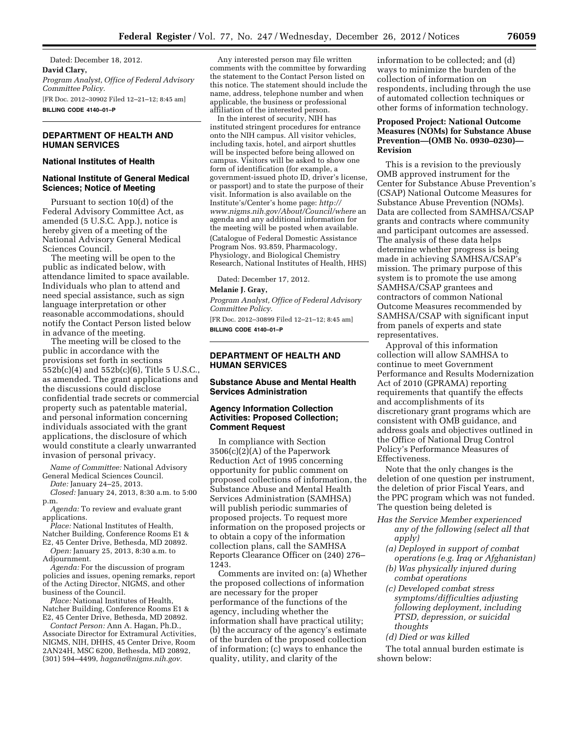Dated: December 18, 2012.

**David Clary,**

*Program Analyst, Office of Federal Advisory Committee Policy.*

[FR Doc. 2012–30902 Filed 12–21–12; 8:45 am]

**BILLING CODE 4140–01–P**

## DEPARTMENT OF HEALTH AND HUMAN SERVICES

### National Institutes of Health

### National Institute of General Medical Sciences; Notice of Meeting

Pursuant to section 10(d) of the Federal Advisory Committee Act, as amended (5 U.S.C. App.), notice is hereby given of a meeting of the National Advisory General Medical Sciences Council.

The meeting will be open to the public as indicated below, with attendance limited to space available. Individuals who plan to attend and need special assistance, such as sign language interpretation or other reasonable accommodations, should notify the Contact Person listed below in advance of the meeting.

The meeting will be closed to the public in accordance with the provisions set forth in sections 552b(c)(4) and 552b(c)(6), Title 5 U.S.C., as amended. The grant applications and the discussions could disclose confidential trade secrets or commercial property such as patentable material, and personal information concerning individuals associated with the grant applications, the disclosure of which would constitute a clearly unwarranted invasion of personal privacy.

*Name of Committee:* National Advisory General Medical Sciences Council.

*Date:* January 24–25, 2013.

*Closed:* January 24, 2013, 8:30 a.m. to 5:00 p.m.

*Agenda:* To review and evaluate grant applications.

*Place:* National Institutes of Health, Natcher Building, Conference Rooms E1 & E2, 45 Center Drive, Bethesda, MD 20892.

*Open:* January 25, 2013, 8:30 a.m. to Adjournment.

*Agenda:* For the discussion of program policies and issues, opening remarks, report of the Acting Director, NIGMS, and other business of the Council.

*Place:* National Institutes of Health, Natcher Building, Conference Rooms E1 & E2, 45 Center Drive, Bethesda, MD 20892.

*Contact Person:* Ann A. Hagan, Ph.D., Associate Director for Extramural Activities, NIGMS, NIH, DHHS, 45 Center Drive, Room 2AN24H, MSC 6200, Bethesda, MD 20892, (301) 594–4499, *hagana@nigms.nih.gov.*

Any interested person may file written comments with the committee by forwarding the statement to the Contact Person listed on this notice. The statement should include the name, address, telephone number and when applicable, the business or professional affiliation of the interested person.

In the interest of security, NIH has instituted stringent procedures for entrance onto the NIH campus. All visitor vehicles, including taxis, hotel, and airport shuttles will be inspected before being allowed on campus. Visitors will be asked to show one form of identification (for example, a government-issued photo ID, driver's license, or passport) and to state the purpose of their visit. Information is also available on the Institute's/Center's home page: *http://www.nigms.nih.gov/About/Council/where* an agenda and any additional information for the meeting will be posted when available.

(Catalogue of Federal Domestic Assistance Program Nos. 93.859, Pharmacology, Physiology, and Biological Chemistry Research, National Institutes of Health, HHS)

Dated: December 17, 2012.

**Melanie J. Gray,**

*Program Analyst, Office of Federal Advisory Committee Policy.*

[FR Doc. 2012–30899 Filed 12–21–12; 8:45 am]

**BILLING CODE 4140–01–P**

## DEPARTMENT OF HEALTH AND HUMAN SERVICES

### Substance Abuse and Mental Health Services Administration

### Agency Information Collection Activities: Proposed Collection; Comment Request

In compliance with Section 3506(c)(2)(A) of the Paperwork Reduction Act of 1995 concerning opportunity for public comment on proposed collections of information, the Substance Abuse and Mental Health Services Administration (SAMHSA) will publish periodic summaries of proposed projects. To request more information on the proposed projects or to obtain a copy of the information collection plans, call the SAMHSA Reports Clearance Officer on (240) 276–1243.

Comments are invited on: (a) Whether the proposed collections of information are necessary for the proper performance of the functions of the agency, including whether the information shall have practical utility; (b) the accuracy of the agency's estimate of the burden of the proposed collection of information; (c) ways to enhance the quality, utility, and clarity of the information to be collected; and (d) ways to minimize the burden of the collection of information on respondents, including through the use of automated collection techniques or other forms of information technology.

**Proposed Project: National Outcome Measures (NOMs) for Substance Abuse Prevention—(OMB No. 0930–0230)—Revision**

This is a revision to the previously OMB approved instrument for the Center for Substance Abuse Prevention's (CSAP) National Outcome Measures for Substance Abuse Prevention (NOMs). Data are collected from SAMHSA/CSAP grants and contracts where community and participant outcomes are assessed. The analysis of these data helps determine whether progress is being made in achieving SAMHSA/CSAP's mission. The primary purpose of this system is to promote the use among SAMHSA/CSAP grantees and contractors of common National Outcome Measures recommended by SAMHSA/CSAP with significant input from panels of experts and state representatives.

Approval of this information collection will allow SAMHSA to continue to meet Government Performance and Results Modernization Act of 2010 (GPRAMA) reporting requirements that quantify the effects and accomplishments of its discretionary grant programs which are consistent with OMB guidance, and address goals and objectives outlined in the Office of National Drug Control Policy's Performance Measures of Effectiveness.

Note that the only changes is the deletion of one question per instrument, the deletion of prior Fiscal Years, and the PPC program which was not funded. The question being deleted is

*Has the Service Member experienced any of the following (select all that apply)*

*(a) Deployed in support of combat operations (e.g. Iraq or Afghanistan)*

*(b) Was physically injured during combat operations*

*(c) Developed combat stress symptoms/difficulties adjusting following deployment, including PTSD, depression, or suicidal thoughts*

*(d) Died or was killed*

The total annual burden estimate is shown below: